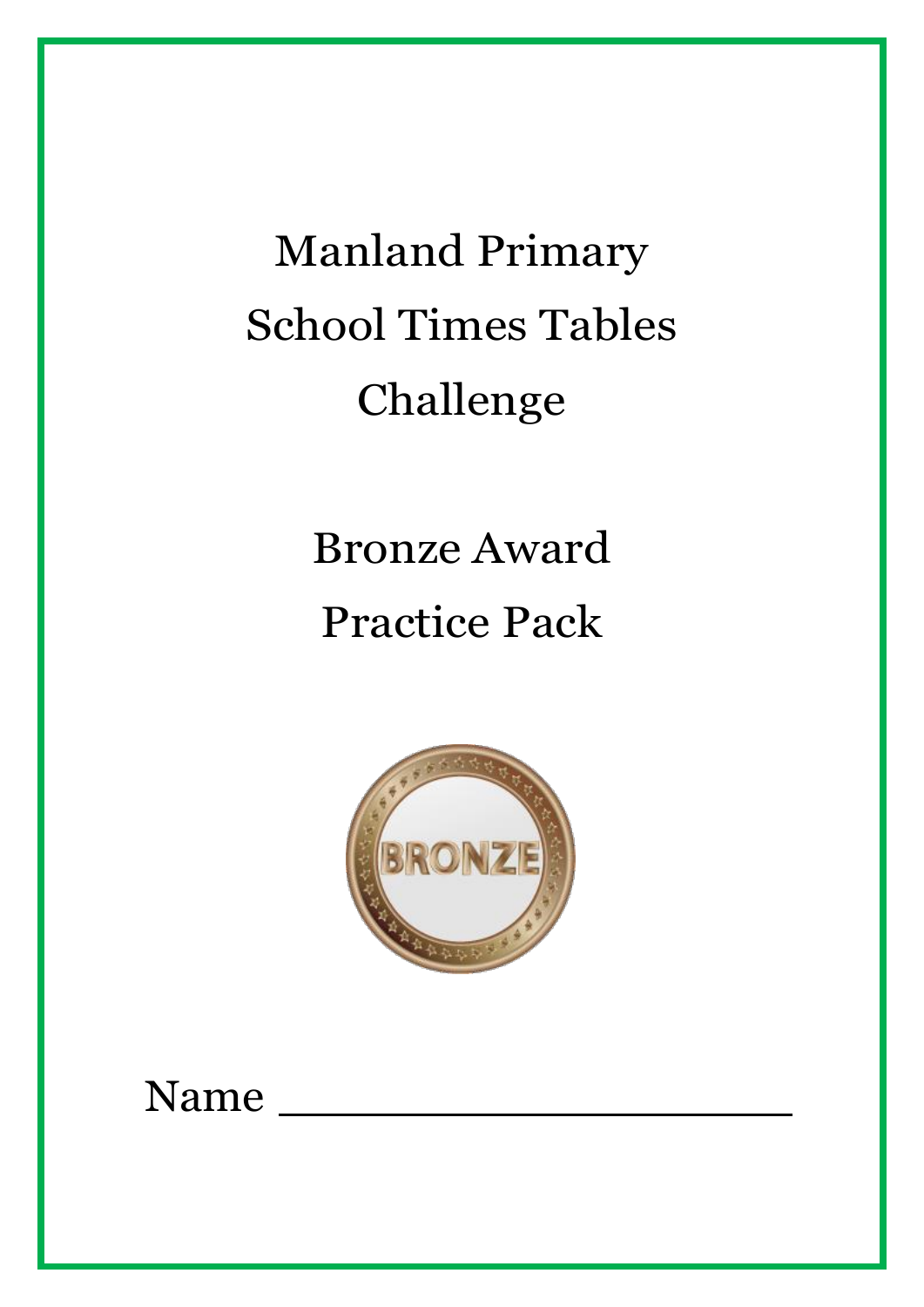# Manland Primary School Times Tables Challenge

## Bronze Award Practice Pack

Name ______________________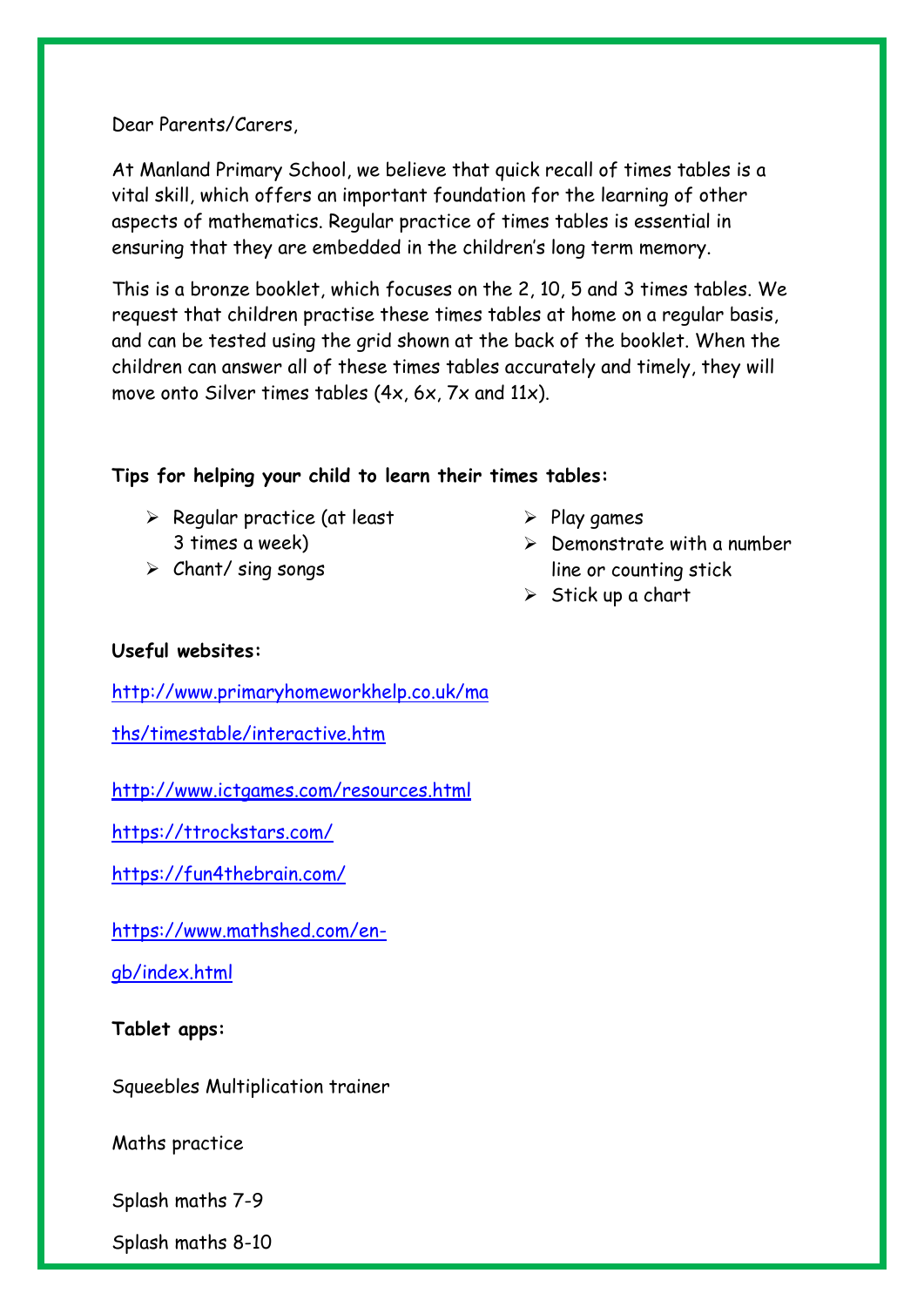Dear Parents/Carers,

At Manland Primary School, we believe that quick recall of times tables is a vital skill, which offers an important foundation for the learning of other aspects of mathematics. Regular practice of times tables is essential in ensuring that they are embedded in the children's long term memory.

This is a bronze booklet, which focuses on the 2, 10, 5 and 3 times tables. We request that children practise these times tables at home on a regular basis, and can be tested using the grid shown at the back of the booklet. When the children can answer all of these times tables accurately and timely, they will move onto Silver times tables (4x, 6x, 7x and 11x).

**Tips for helping your child to learn their times tables:**

- Regular practice (at least 3 times a week)
- Chant/ sing songs
- Play games
- Demonstrate with a number line or counting stick
- Stick up a chart

**Useful websites:**

http://www.primaryhomeworkhelp.co.uk/maths/timestable/interactive.htm

http://www.ictgames.com/resources.html

https://ttrockstars.com/

https://fun4thebrain.com/

https://www.mathshed.com/en-gb/index.html

**Tablet apps:**

Squeebles Multiplication trainer

Maths practice

Splash maths 7-9

Splash maths 8-10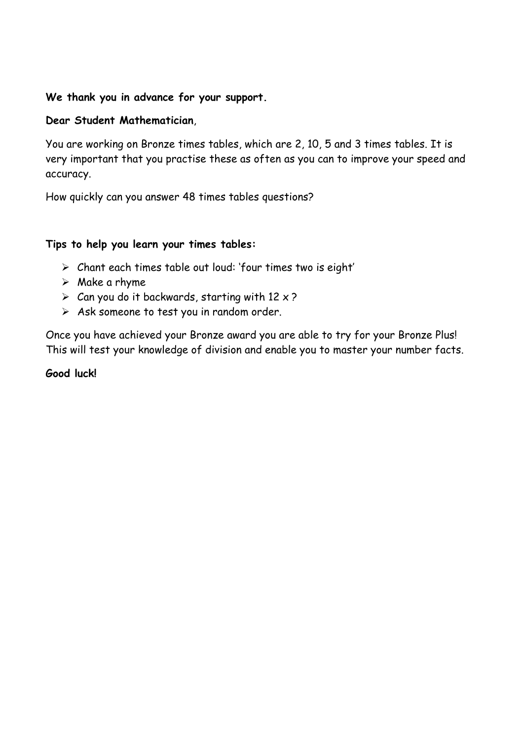**We thank you in advance for your support.**

**Dear Student Mathematician**,

You are working on Bronze times tables, which are 2, 10, 5 and 3 times tables. It is very important that you practise these as often as you can to improve your speed and accuracy.

How quickly can you answer 48 times tables questions?

**Tips to help you learn your times tables:**

- Chant each times table out loud: 'four times two is eight'
- Make a rhyme
- Can you do it backwards, starting with 12 x ?
- Ask someone to test you in random order.

Once you have achieved your Bronze award you are able to try for your Bronze Plus! This will test your knowledge of division and enable you to master your number facts.

**Good luck!**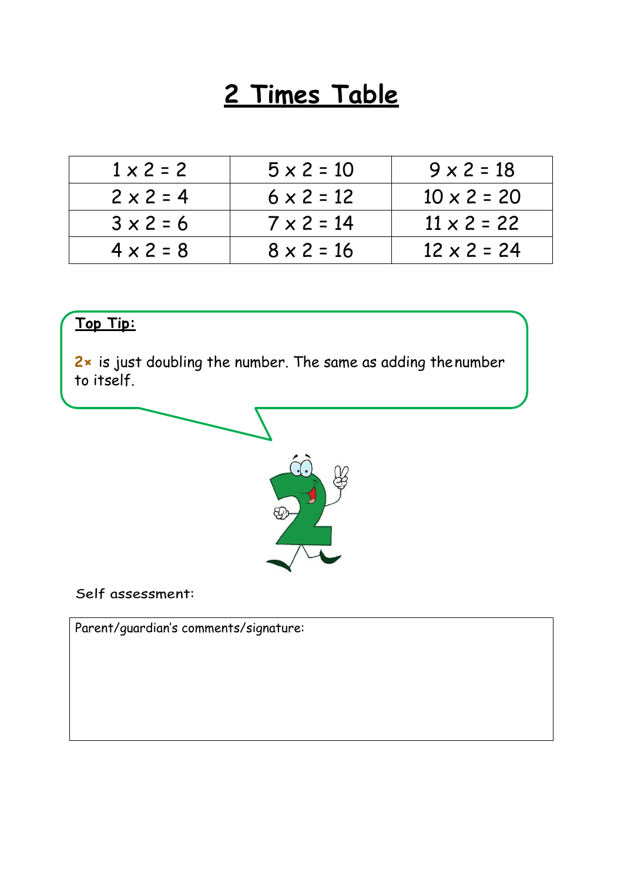# 2 Times Table

| | | |
|---|---|---|
| 1 x 2 = 2 | 5 x 2 = 10 | 9 x 2 = 18 |
| 2 x 2 = 4 | 6 x 2 = 12 | 10 x 2 = 20 |
| 3 x 2 = 6 | 7 x 2 = 14 | 11 x 2 = 22 |
| 4 x 2 = 8 | 8 x 2 = 16 | 12 x 2 = 24 |

**Top Tip:**

**2×** is just doubling the number. The same as adding the number to itself.

Self assessment:

Parent/guardian's comments/signature: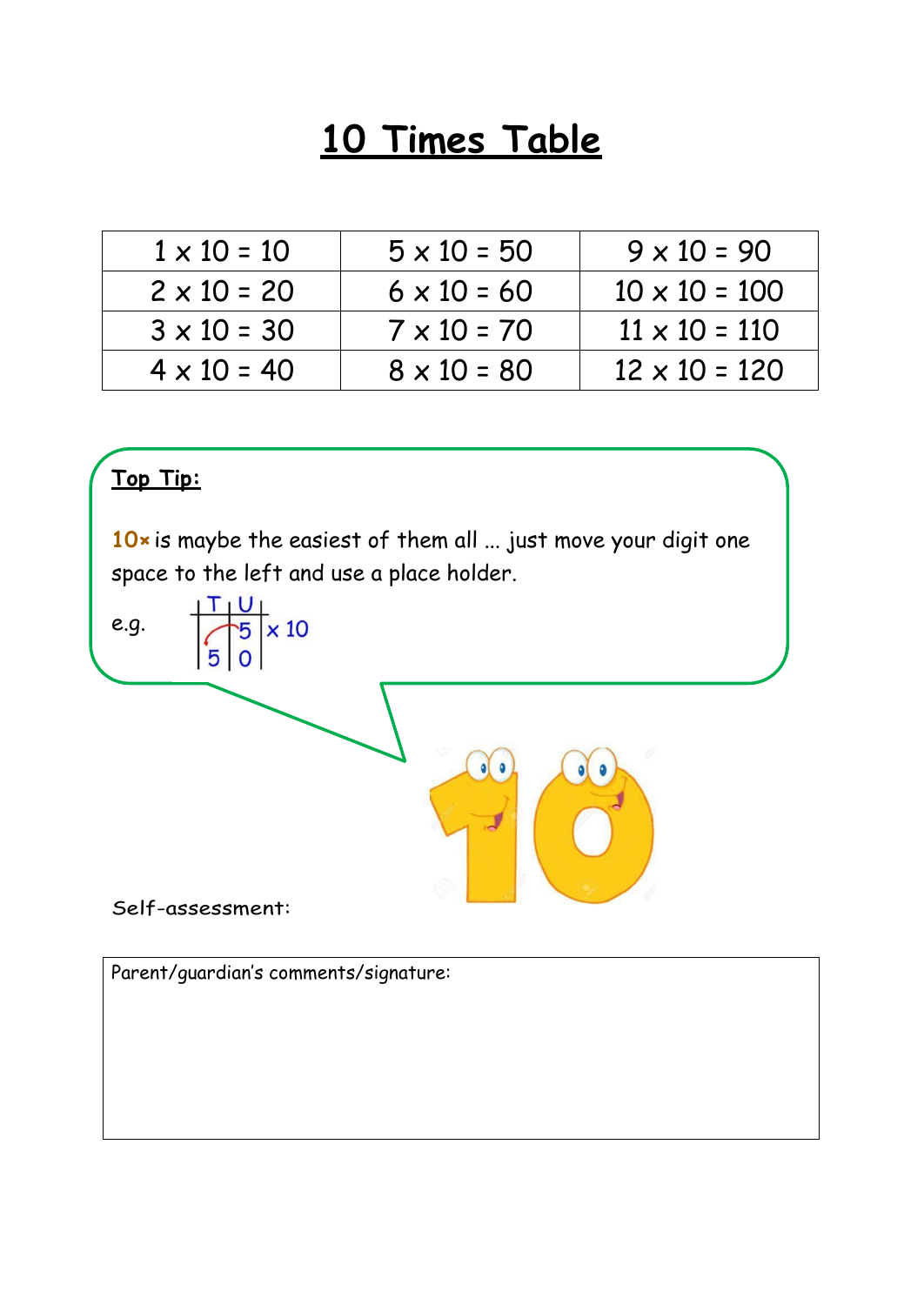# 10 Times Table

| | | |
|---|---|---|
| 1 x 10 = 10 | 5 x 10 = 50 | 9 x 10 = 90 |
| 2 x 10 = 20 | 6 x 10 = 60 | 10 x 10 = 100 |
| 3 x 10 = 30 | 7 x 10 = 70 | 11 x 10 = 110 |
| 4 x 10 = 40 | 8 x 10 = 80 | 12 x 10 = 120 |

**Top Tip:**

10× is maybe the easiest of them all ... just move your digit one space to the left and use a place holder.

e.g.

| T | U | |
|---|---|---|
| | 5 | x 10 |
| 5 | 0 | |

Self-assessment:

Parent/guardian's comments/signature: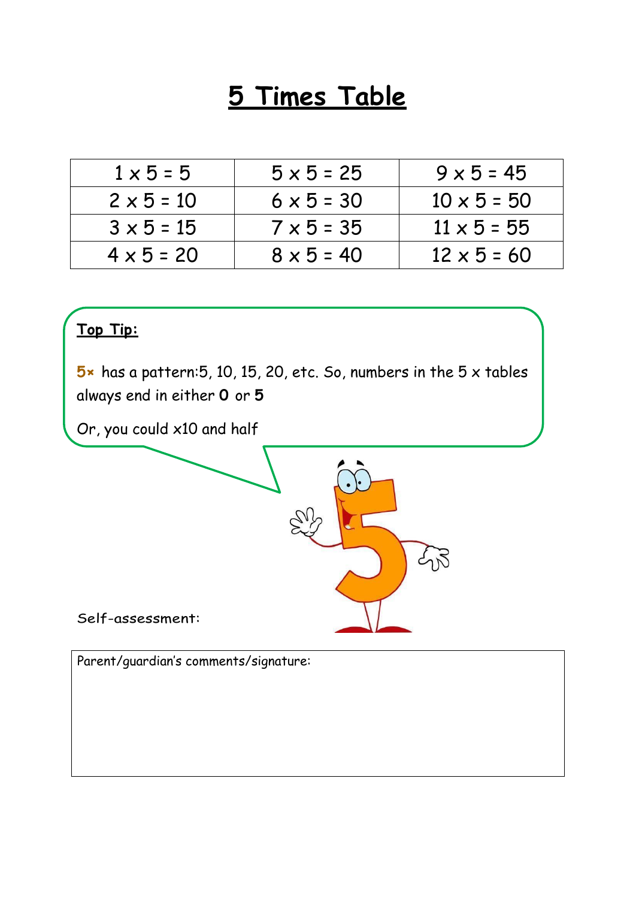# 5 Times Table

| | | |
|---|---|---|
| 1 x 5 = 5 | 5 x 5 = 25 | 9 x 5 = 45 |
| 2 x 5 = 10 | 6 x 5 = 30 | 10 x 5 = 50 |
| 3 x 5 = 15 | 7 x 5 = 35 | 11 x 5 = 55 |
| 4 x 5 = 20 | 8 x 5 = 40 | 12 x 5 = 60 |

**Top Tip:**

**5×** has a pattern:5, 10, 15, 20, etc. So, numbers in the 5 x tables always end in either **0** or **5**

Or, you could x10 and half

Self-assessment:

| Parent/guardian's comments/signature: |
|---|
| |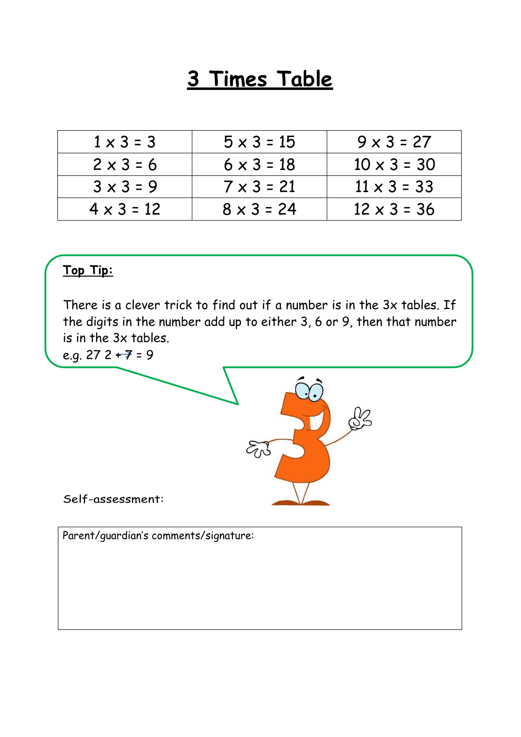# 3 Times Table

| | | |
|---|---|---|
| 1 x 3 = 3 | 5 x 3 = 15 | 9 x 3 = 27 |
| 2 x 3 = 6 | 6 x 3 = 18 | 10 x 3 = 30 |
| 3 x 3 = 9 | 7 x 3 = 21 | 11 x 3 = 33 |
| 4 x 3 = 12 | 8 x 3 = 24 | 12 x 3 = 36 |

**Top Tip:**

There is a clever trick to find out if a number is in the 3x tables. If the digits in the number add up to either 3, 6 or 9, then that number is in the 3x tables.

e.g. 27 2 + 7 = 9

Self-assessment:

| Parent/guardian's comments/signature: |
|---|
| |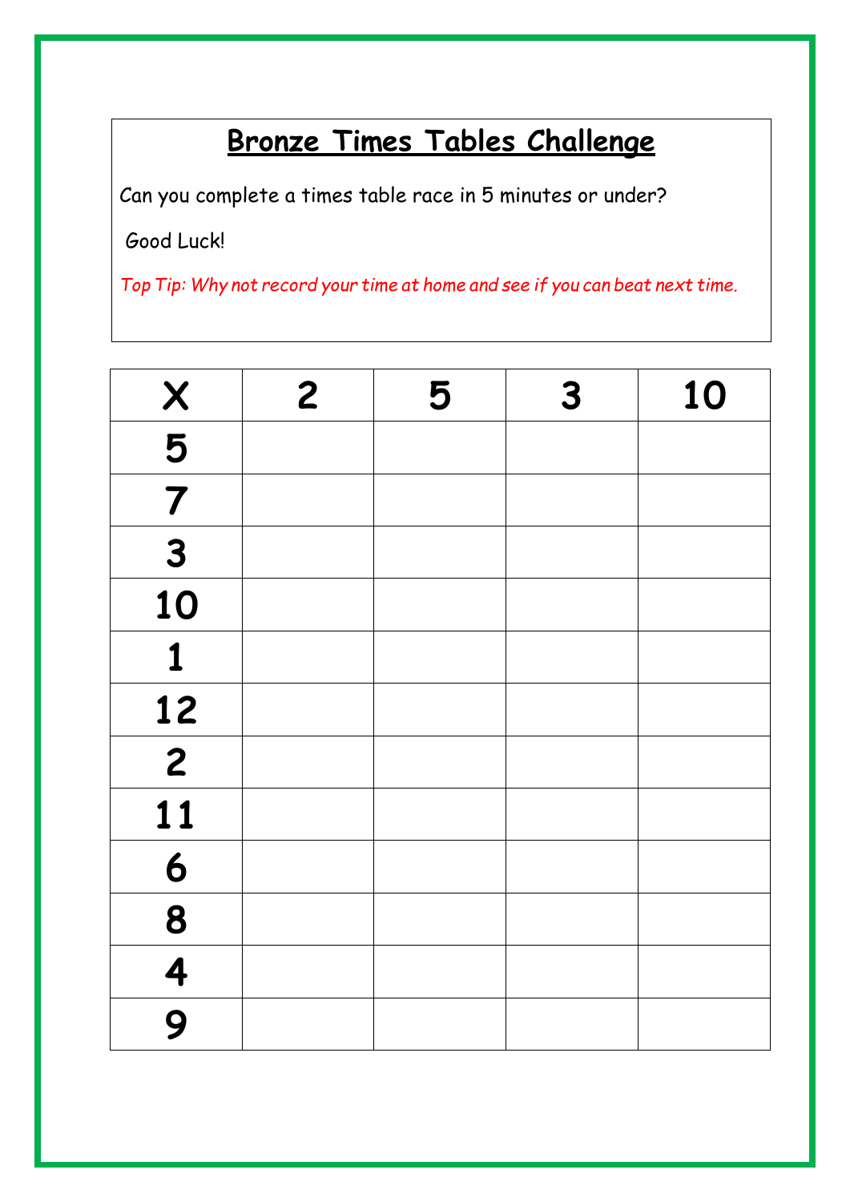# Bronze Times Tables Challenge

Can you complete a times table race in 5 minutes or under?

Good Luck!

*Top Tip: Why not record your time at home and see if you can beat next time.*

| X | 2 | 5 | 3 | 10 |
|---|---|---|---|---|
| 5 | | | | |
| 7 | | | | |
| 3 | | | | |
| 10 | | | | |
| 1 | | | | |
| 12 | | | | |
| 2 | | | | |
| 11 | | | | |
| 6 | | | | |
| 8 | | | | |
| 4 | | | | |
| 9 | | | | |